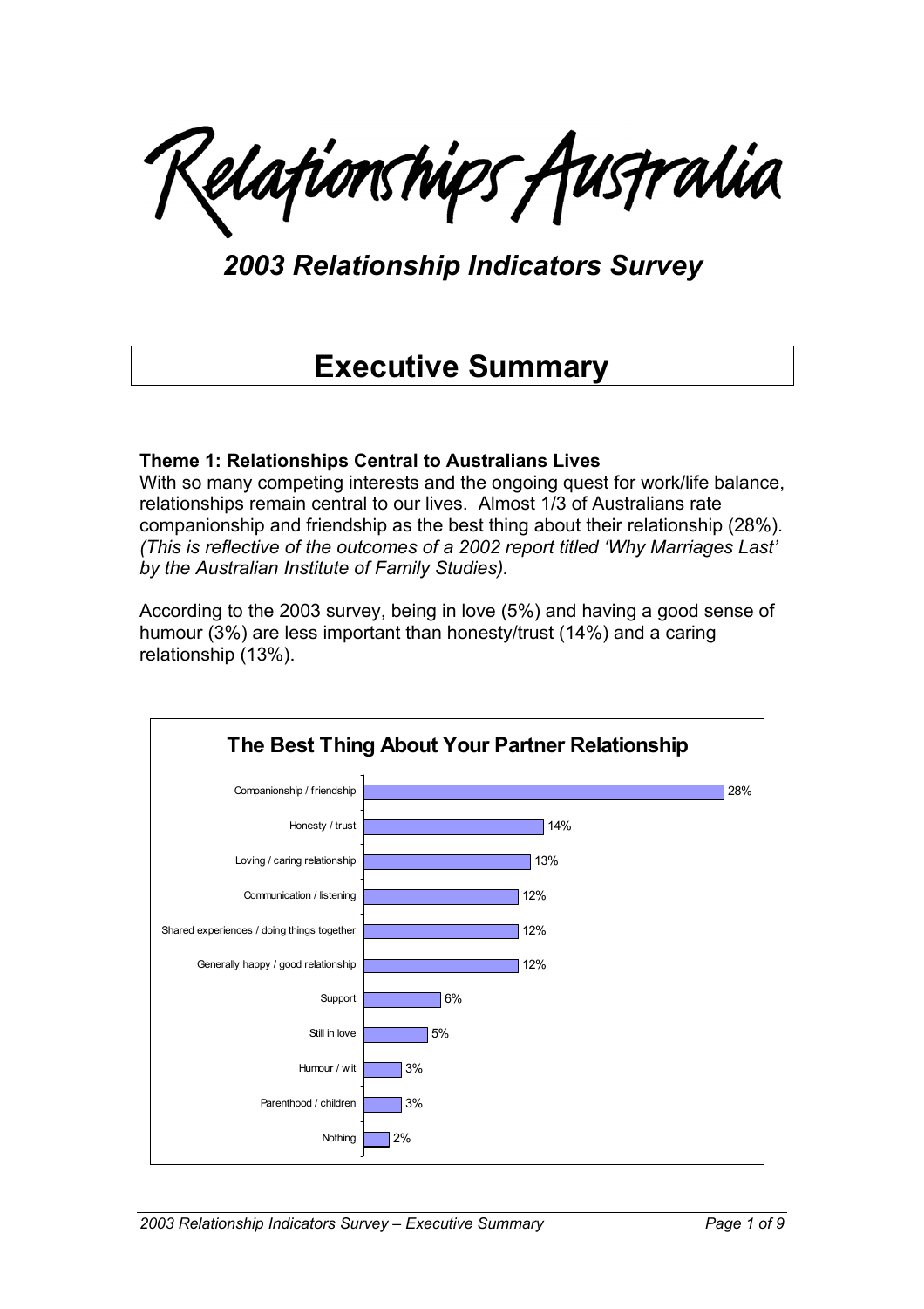# Relationships Australia

## *2003 Relationship Indicators Survey*

# Executive Summary

**Theme 1: Relationships Central to Australians Lives**

With so many competing interests and the ongoing quest for work/life balance, relationships remain central to our lives. Almost 1/3 of Australians rate companionship and friendship as the best thing about their relationship (28%). *(This is reflective of the outcomes of a 2002 report titled 'Why Marriages Last' by the Australian Institute of Family Studies).*

According to the 2003 survey, being in love (5%) and having a good sense of humour (3%) are less important than honesty/trust (14%) and a caring relationship (13%).

**The Best Thing About Your Partner Relationship**

| Response | % |
|---|---|
| Companionship / friendship | 28% |
| Honesty / trust | 14% |
| Loving / caring relationship | 13% |
| Communication / listening | 12% |
| Shared experiences / doing things together | 12% |
| Generally happy / good relationship | 12% |
| Support | 6% |
| Still in love | 5% |
| Humour / wit | 3% |
| Parenthood / children | 3% |
| Nothing | 2% |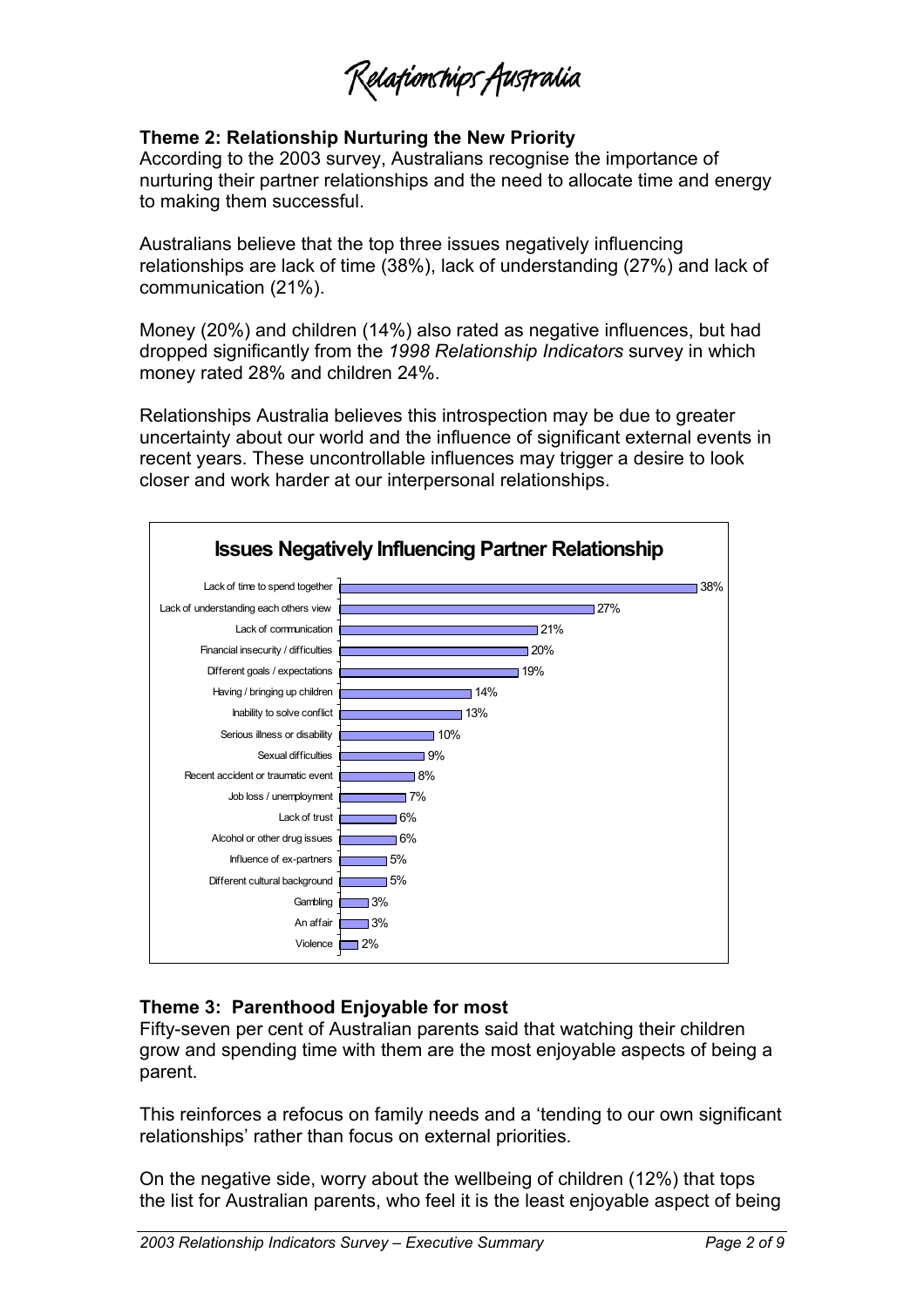### Theme 2: Relationship Nurturing the New Priority

According to the 2003 survey, Australians recognise the importance of nurturing their partner relationships and the need to allocate time and energy to making them successful.

Australians believe that the top three issues negatively influencing relationships are lack of time (38%), lack of understanding (27%) and lack of communication (21%).

Money (20%) and children (14%) also rated as negative influences, but had dropped significantly from the *1998 Relationship Indicators* survey in which money rated 28% and children 24%.

Relationships Australia believes this introspection may be due to greater uncertainty about our world and the influence of significant external events in recent years. These uncontrollable influences may trigger a desire to look closer and work harder at our interpersonal relationships.

**Issues Negatively Influencing Partner Relationship**

| Issue | % |
|---|---|
| Lack of time to spend together | 38% |
| Lack of understanding each others view | 27% |
| Lack of communication | 21% |
| Financial insecurity / difficulties | 20% |
| Different goals / expectations | 19% |
| Having / bringing up children | 14% |
| Inability to solve conflict | 13% |
| Serious illness or disability | 10% |
| Sexual difficulties | 9% |
| Recent accident or traumatic event | 8% |
| Job loss / unemployment | 7% |
| Lack of trust | 6% |
| Alcohol or other drug issues | 6% |
| Influence of ex-partners | 5% |
| Different cultural background | 5% |
| Gambling | 3% |
| An affair | 3% |
| Violence | 2% |

### Theme 3: Parenthood Enjoyable for most

Fifty-seven per cent of Australian parents said that watching their children grow and spending time with them are the most enjoyable aspects of being a parent.

This reinforces a refocus on family needs and a 'tending to our own significant relationships' rather than focus on external priorities.

On the negative side, worry about the wellbeing of children (12%) that tops the list for Australian parents, who feel it is the least enjoyable aspect of being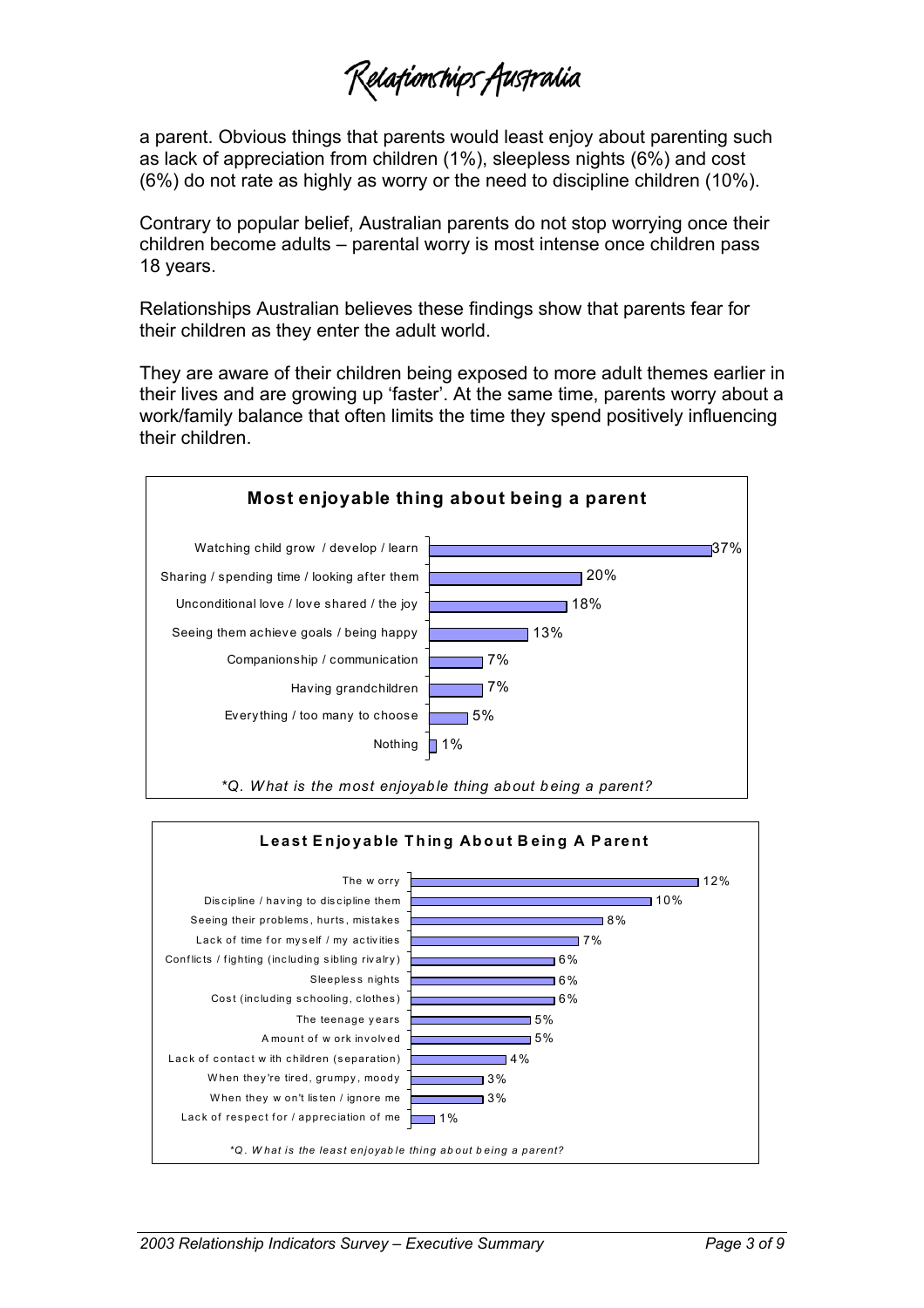a parent. Obvious things that parents would least enjoy about parenting such as lack of appreciation from children (1%), sleepless nights (6%) and cost (6%) do not rate as highly as worry or the need to discipline children (10%).

Contrary to popular belief, Australian parents do not stop worrying once their children become adults – parental worry is most intense once children pass 18 years.

Relationships Australian believes these findings show that parents fear for their children as they enter the adult world.

They are aware of their children being exposed to more adult themes earlier in their lives and are growing up 'faster'. At the same time, parents worry about a work/family balance that often limits the time they spend positively influencing their children.

**Most enjoyable thing about being a parent**

| Response | % |
|---|---|
| Watching child grow / develop / learn | 37% |
| Sharing / spending time / looking after them | 20% |
| Unconditional love / love shared / the joy | 18% |
| Seeing them achieve goals / being happy | 13% |
| Companionship / communication | 7% |
| Having grandchildren | 7% |
| Everything / too many to choose | 5% |
| Nothing | 1% |

*\*Q. What is the most enjoyable thing about being a parent?*

**Least Enjoyable Thing About Being A Parent**

| Response | % |
|---|---|
| The worry | 12% |
| Discipline / having to discipline them | 10% |
| Seeing their problems, hurts, mistakes | 8% |
| Lack of time for myself / my activities | 7% |
| Conflicts / fighting (including sibling rivalry) | 6% |
| Sleepless nights | 6% |
| Cost (including schooling, clothes) | 6% |
| The teenage years | 5% |
| Amount of work involved | 5% |
| Lack of contact with children (separation) | 4% |
| When they're tired, grumpy, moody | 3% |
| When they won't listen / ignore me | 3% |
| Lack of respect for / appreciation of me | 1% |

*\*Q. What is the least enjoyable thing about being a parent?*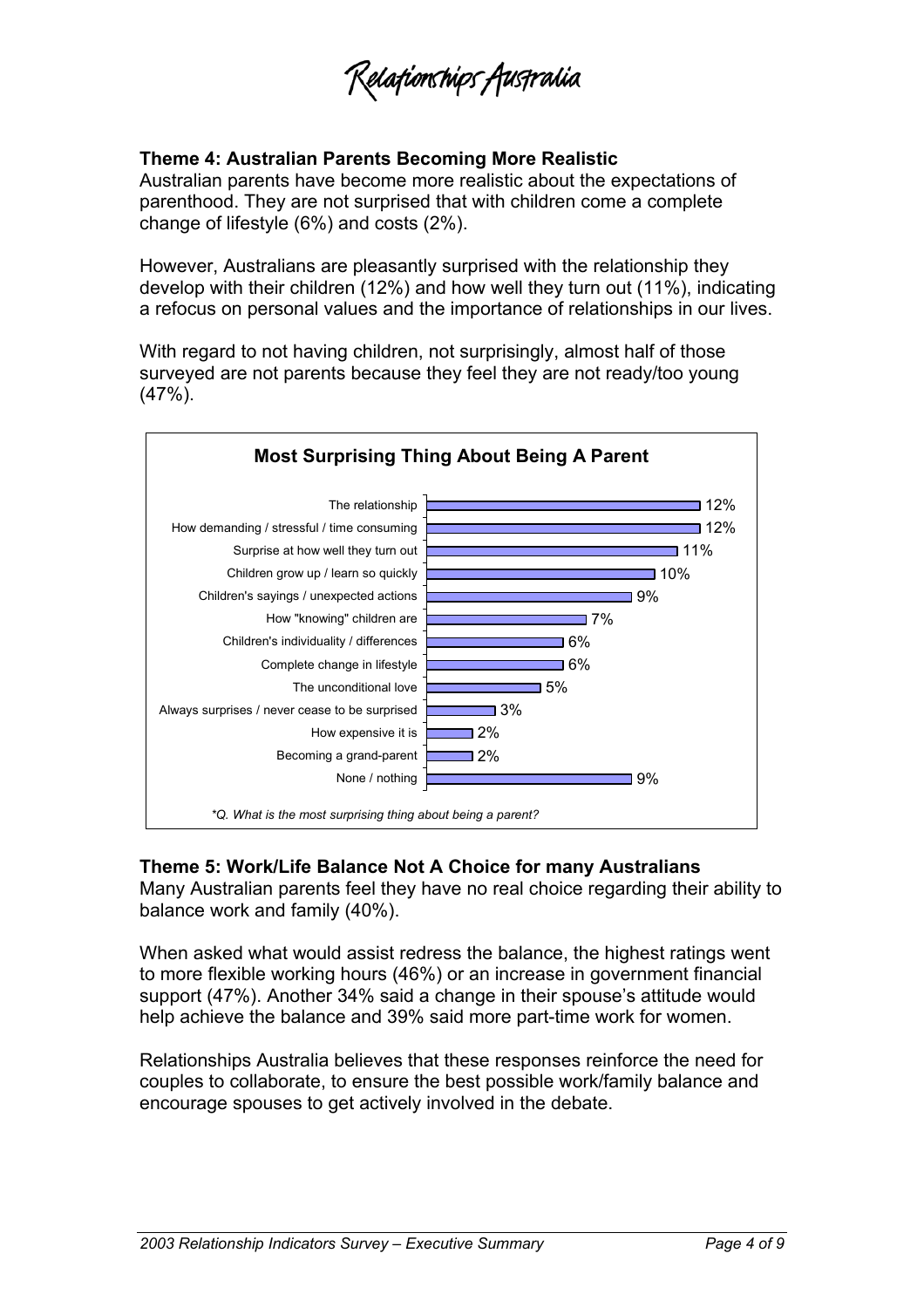## Theme 4: Australian Parents Becoming More Realistic

Australian parents have become more realistic about the expectations of parenthood. They are not surprised that with children come a complete change of lifestyle (6%) and costs (2%).

However, Australians are pleasantly surprised with the relationship they develop with their children (12%) and how well they turn out (11%), indicating a refocus on personal values and the importance of relationships in our lives.

With regard to not having children, not surprisingly, almost half of those surveyed are not parents because they feel they are not ready/too young (47%).

**Most Surprising Thing About Being A Parent**

| Response | % |
|---|---|
| The relationship | 12% |
| How demanding / stressful / time consuming | 12% |
| Surprise at how well they turn out | 11% |
| Children grow up / learn so quickly | 10% |
| Children's sayings / unexpected actions | 9% |
| How "knowing" children are | 7% |
| Children's individuality / differences | 6% |
| Complete change in lifestyle | 6% |
| The unconditional love | 5% |
| Always surprises / never cease to be surprised | 3% |
| How expensive it is | 2% |
| Becoming a grand-parent | 2% |
| None / nothing | 9% |

*\*Q. What is the most surprising thing about being a parent?*

## Theme 5: Work/Life Balance Not A Choice for many Australians

Many Australian parents feel they have no real choice regarding their ability to balance work and family (40%).

When asked what would assist redress the balance, the highest ratings went to more flexible working hours (46%) or an increase in government financial support (47%). Another 34% said a change in their spouse's attitude would help achieve the balance and 39% said more part-time work for women.

Relationships Australia believes that these responses reinforce the need for couples to collaborate, to ensure the best possible work/family balance and encourage spouses to get actively involved in the debate.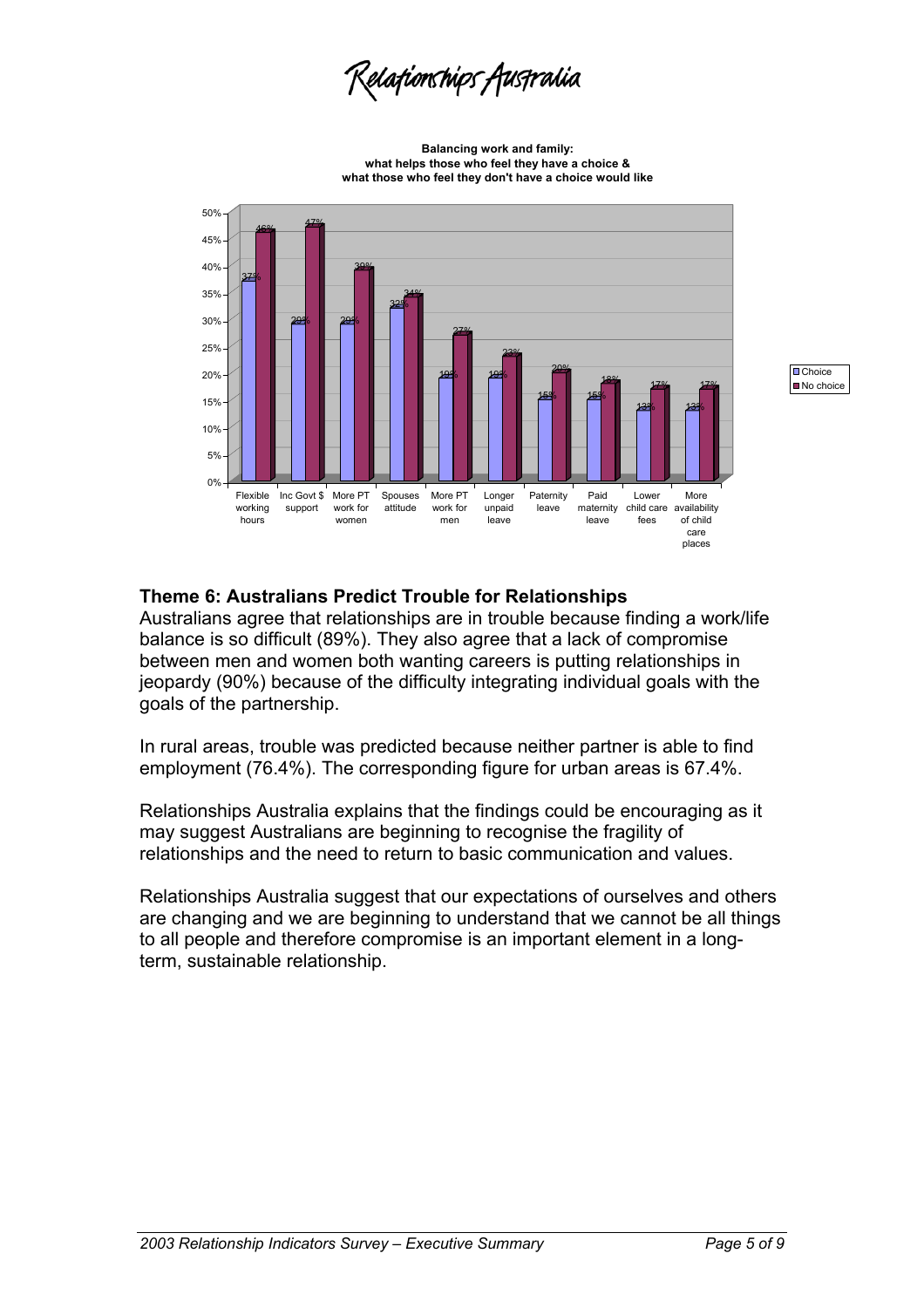Relationships Australia

**Balancing work and family: what helps those who feel they have a choice & what those who feel they don't have a choice would like**

| | Choice | No choice |
|---|---|---|
| Flexible working hours | 37% | 46% |
| Inc Govt $ support | 29% | 47% |
| More PT work for women | 29% | 39% |
| Spouses attitude | 32% | 34% |
| More PT work for men | 19% | 27% |
| Longer unpaid leave | 19% | 23% |
| Paternity leave | 15% | 20% |
| Paid maternity leave | 15% | 18% |
| Lower child care fees | 13% | 17% |
| More availability of child care places | 13% | 17% |

## Theme 6: Australians Predict Trouble for Relationships

Australians agree that relationships are in trouble because finding a work/life balance is so difficult (89%). They also agree that a lack of compromise between men and women both wanting careers is putting relationships in jeopardy (90%) because of the difficulty integrating individual goals with the goals of the partnership.

In rural areas, trouble was predicted because neither partner is able to find employment (76.4%). The corresponding figure for urban areas is 67.4%.

Relationships Australia explains that the findings could be encouraging as it may suggest Australians are beginning to recognise the fragility of relationships and the need to return to basic communication and values.

Relationships Australia suggest that our expectations of ourselves and others are changing and we are beginning to understand that we cannot be all things to all people and therefore compromise is an important element in a long-term, sustainable relationship.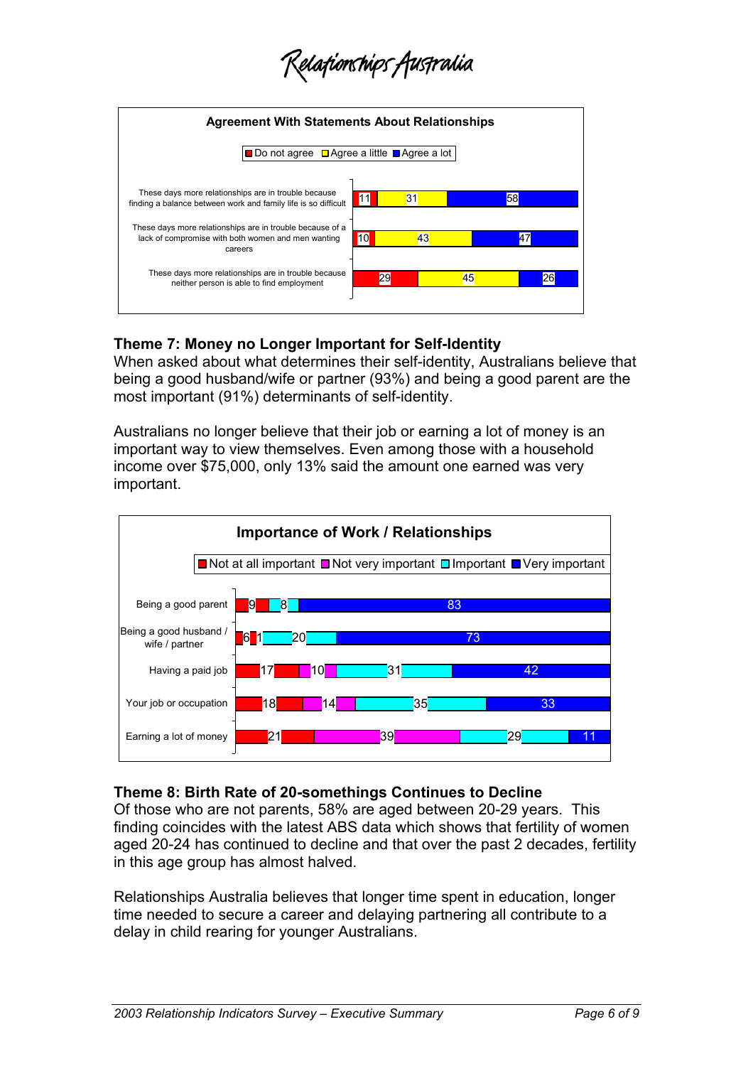### Agreement With Statements About Relationships

| Statement | Do not agree | Agree a little | Agree a lot |
|---|---|---|---|
| These days more relationships are in trouble because finding a balance between work and family life is so difficult | 11 | 31 | 58 |
| These days more relationships are in trouble because of a lack of compromise with both women and men wanting careers | 10 | 43 | 47 |
| These days more relationships are in trouble because neither person is able to find employment | 29 | 45 | 26 |

## Theme 7: Money no Longer Important for Self-Identity

When asked about what determines their self-identity, Australians believe that being a good husband/wife or partner (93%) and being a good parent are the most important (91%) determinants of self-identity.

Australians no longer believe that their job or earning a lot of money is an important way to view themselves. Even among those with a household income over $75,000, only 13% said the amount one earned was very important.

### Importance of Work / Relationships

| | Not at all important | Not very important | Important | Very important |
|---|---|---|---|---|
| Being a good parent | 9 | | 8 | 83 |
| Being a good husband / wife / partner | 6 | 1 | 20 | 73 |
| Having a paid job | 17 | 10 | 31 | 42 |
| Your job or occupation | 18 | 14 | 35 | 33 |
| Earning a lot of money | 21 | 39 | 29 | 11 |

## Theme 8: Birth Rate of 20-somethings Continues to Decline

Of those who are not parents, 58% are aged between 20-29 years. This finding coincides with the latest ABS data which shows that fertility of women aged 20-24 has continued to decline and that over the past 2 decades, fertility in this age group has almost halved.

Relationships Australia believes that longer time spent in education, longer time needed to secure a career and delaying partnering all contribute to a delay in child rearing for younger Australians.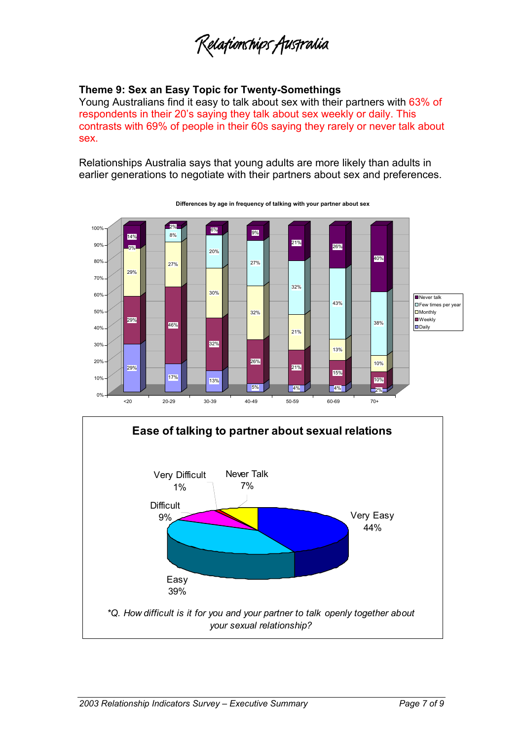### Theme 9: Sex an Easy Topic for Twenty-Somethings

Young Australians find it easy to talk about sex with their partners with 63% of respondents in their 20's saying they talk about sex weekly or daily. This contrasts with 69% of people in their 60s saying they rarely or never talk about sex.

Relationships Australia says that young adults are more likely than adults in earlier generations to negotiate with their partners about sex and preferences.

**Differences by age in frequency of talking with your partner about sex**

| Age | Daily | Weekly | Monthly | Few times per year | Never talk |
|---|---|---|---|---|---|
| <20 | 29% | 29% | 29% | 0% | 14% |
| 20-29 | 17% | 46% | 27% | 8% | 2% |
| 30-39 | 13% | 32% | 30% | 20% | 6% |
| 40-49 | 5% | 26% | 32% | 27% | 9% |
| 50-59 | 4% | 21% | 21% | 32% | 21% |
| 60-69 | 4% | 15% | 13% | 43% | 26% |
| 70+ | 2% | 10% | 10% | 38% | 40% |

**Ease of talking to partner about sexual relations**

| Response | % |
|---|---|
| Very Easy | 44% |
| Easy | 39% |
| Difficult | 9% |
| Very Difficult | 1% |
| Never Talk | 7% |

*\*Q. How difficult is it for you and your partner to talk openly together about your sexual relationship?*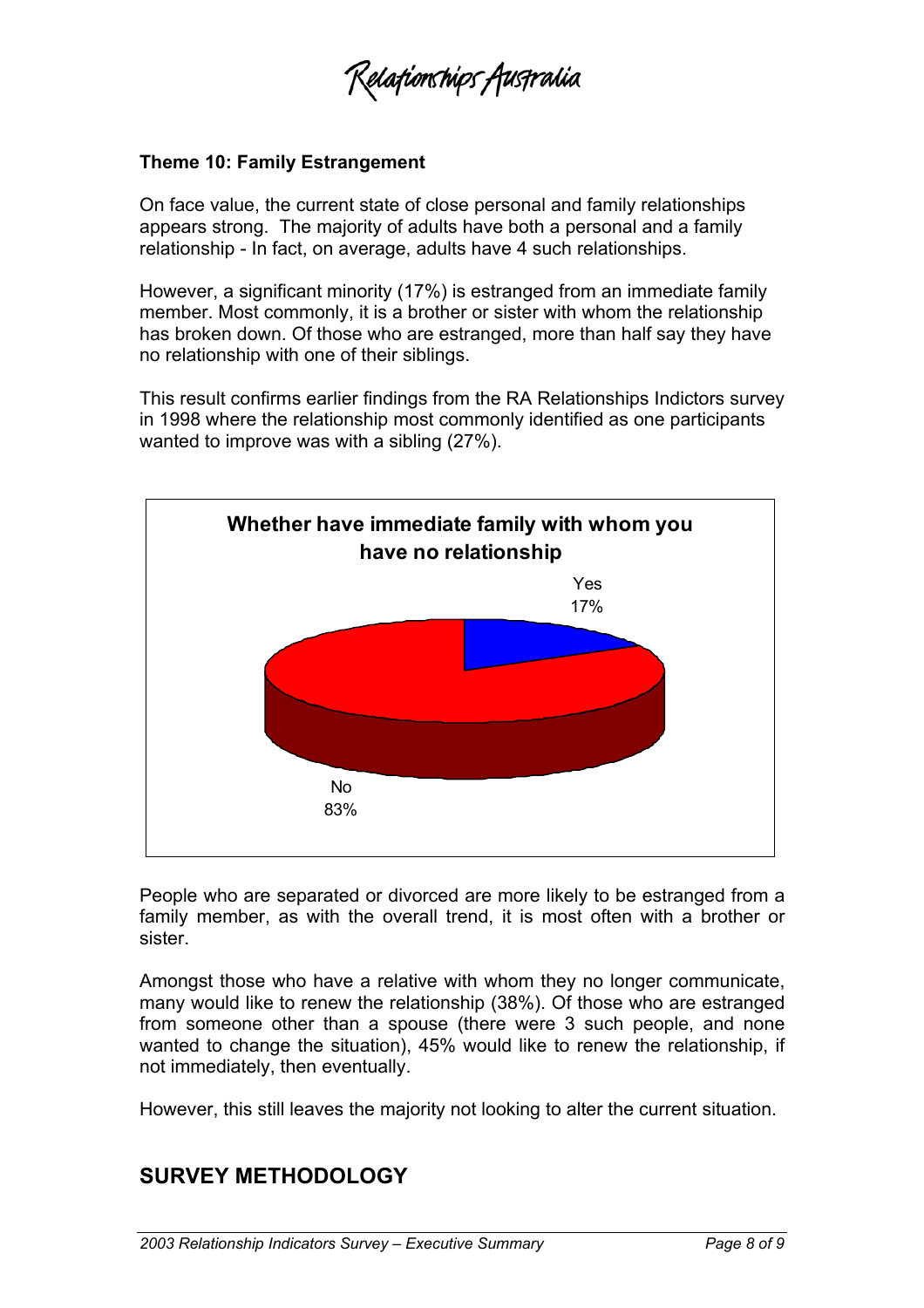### Theme 10: Family Estrangement

On face value, the current state of close personal and family relationships appears strong. The majority of adults have both a personal and a family relationship - In fact, on average, adults have 4 such relationships.

However, a significant minority (17%) is estranged from an immediate family member. Most commonly, it is a brother or sister with whom the relationship has broken down. Of those who are estranged, more than half say they have no relationship with one of their siblings.

This result confirms earlier findings from the RA Relationships Indictors survey in 1998 where the relationship most commonly identified as one participants wanted to improve was with a sibling (27%).

**Whether have immediate family with whom you have no relationship**

| Response | Percentage |
|---|---|
| Yes | 17% |
| No | 83% |

People who are separated or divorced are more likely to be estranged from a family member, as with the overall trend, it is most often with a brother or sister.

Amongst those who have a relative with whom they no longer communicate, many would like to renew the relationship (38%). Of those who are estranged from someone other than a spouse (there were 3 such people, and none wanted to change the situation), 45% would like to renew the relationship, if not immediately, then eventually.

However, this still leaves the majority not looking to alter the current situation.

## SURVEY METHODOLOGY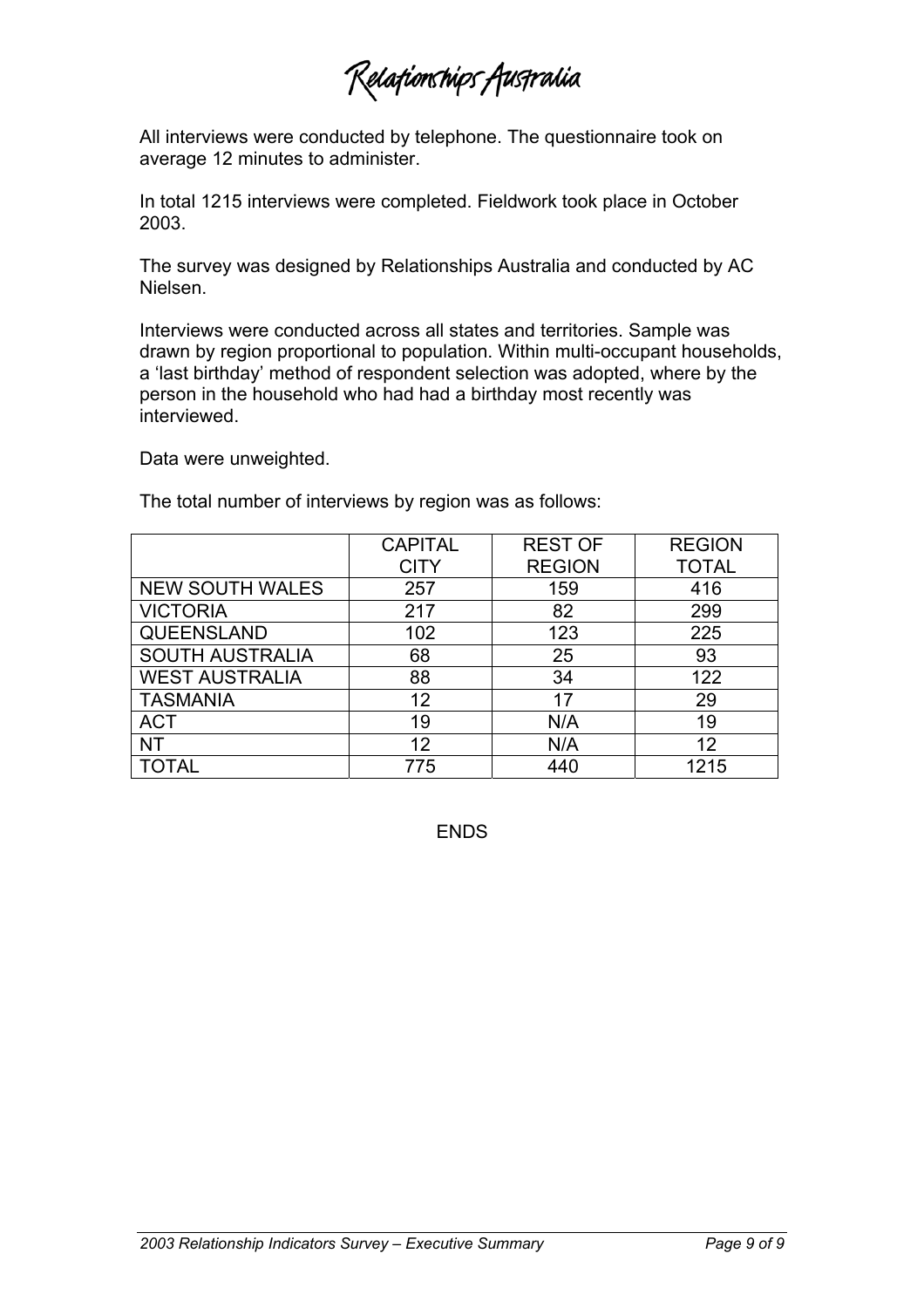All interviews were conducted by telephone. The questionnaire took on average 12 minutes to administer.

In total 1215 interviews were completed. Fieldwork took place in October 2003.

The survey was designed by Relationships Australia and conducted by AC Nielsen.

Interviews were conducted across all states and territories. Sample was drawn by region proportional to population. Within multi-occupant households, a 'last birthday' method of respondent selection was adopted, where by the person in the household who had had a birthday most recently was interviewed.

Data were unweighted.

The total number of interviews by region was as follows:

| | CAPITAL CITY | REST OF REGION | REGION TOTAL |
|---|---|---|---|
| NEW SOUTH WALES | 257 | 159 | 416 |
| VICTORIA | 217 | 82 | 299 |
| QUEENSLAND | 102 | 123 | 225 |
| SOUTH AUSTRALIA | 68 | 25 | 93 |
| WEST AUSTRALIA | 88 | 34 | 122 |
| TASMANIA | 12 | 17 | 29 |
| ACT | 19 | N/A | 19 |
| NT | 12 | N/A | 12 |
| TOTAL | 775 | 440 | 1215 |

ENDS